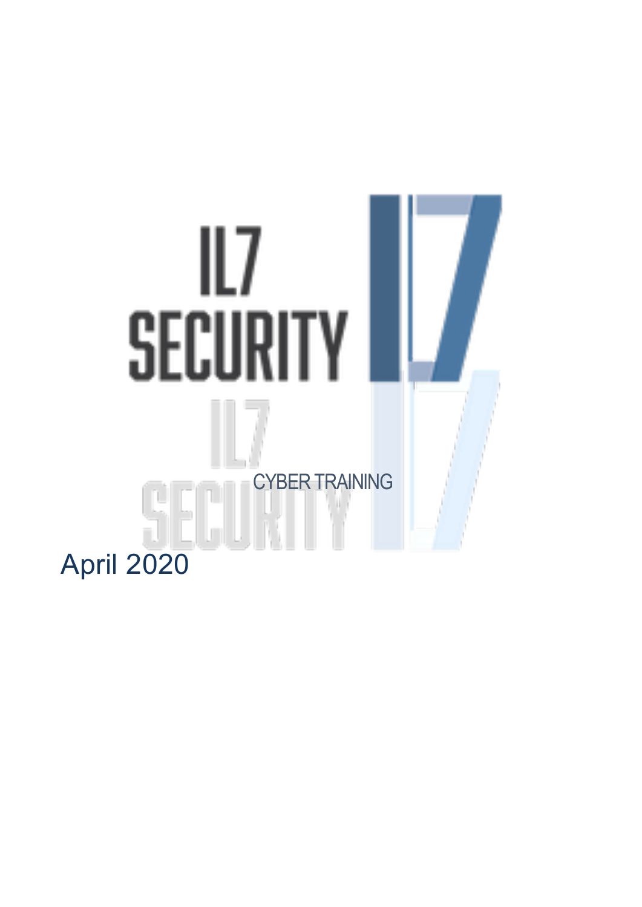IL7 SECURITY

CYBER TRAINING

April 2020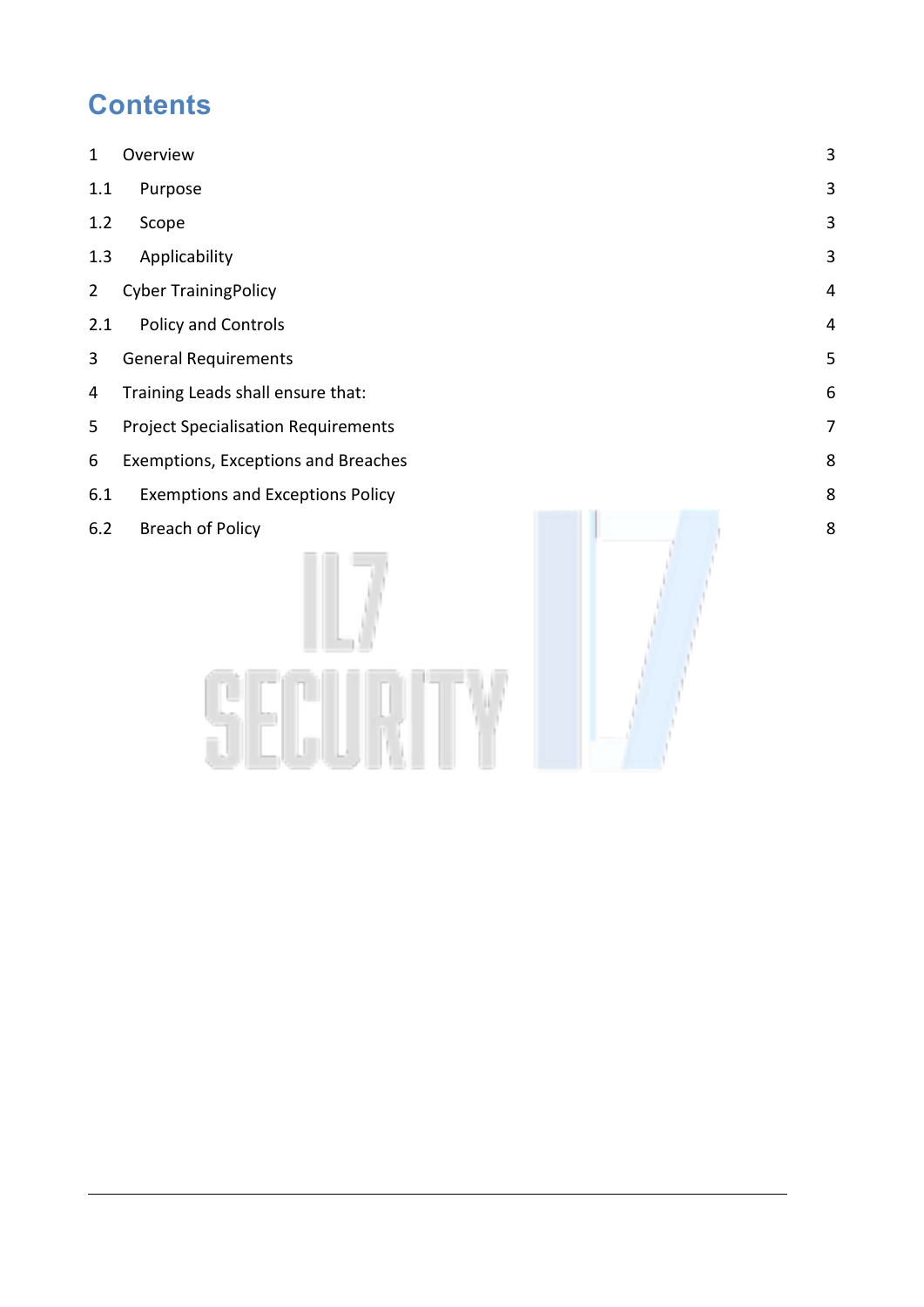# Contents

| | | |
|---|---|---|
| 1 | Overview | 3 |
| 1.1 | Purpose | 3 |
| 1.2 | Scope | 3 |
| 1.3 | Applicability | 3 |
| 2 | Cyber TrainingPolicy | 4 |
| 2.1 | Policy and Controls | 4 |
| 3 | General Requirements | 5 |
| 4 | Training Leads shall ensure that: | 6 |
| 5 | Project Specialisation Requirements | 7 |
| 6 | Exemptions, Exceptions and Breaches | 8 |
| 6.1 | Exemptions and Exceptions Policy | 8 |
| 6.2 | Breach of Policy | 8 |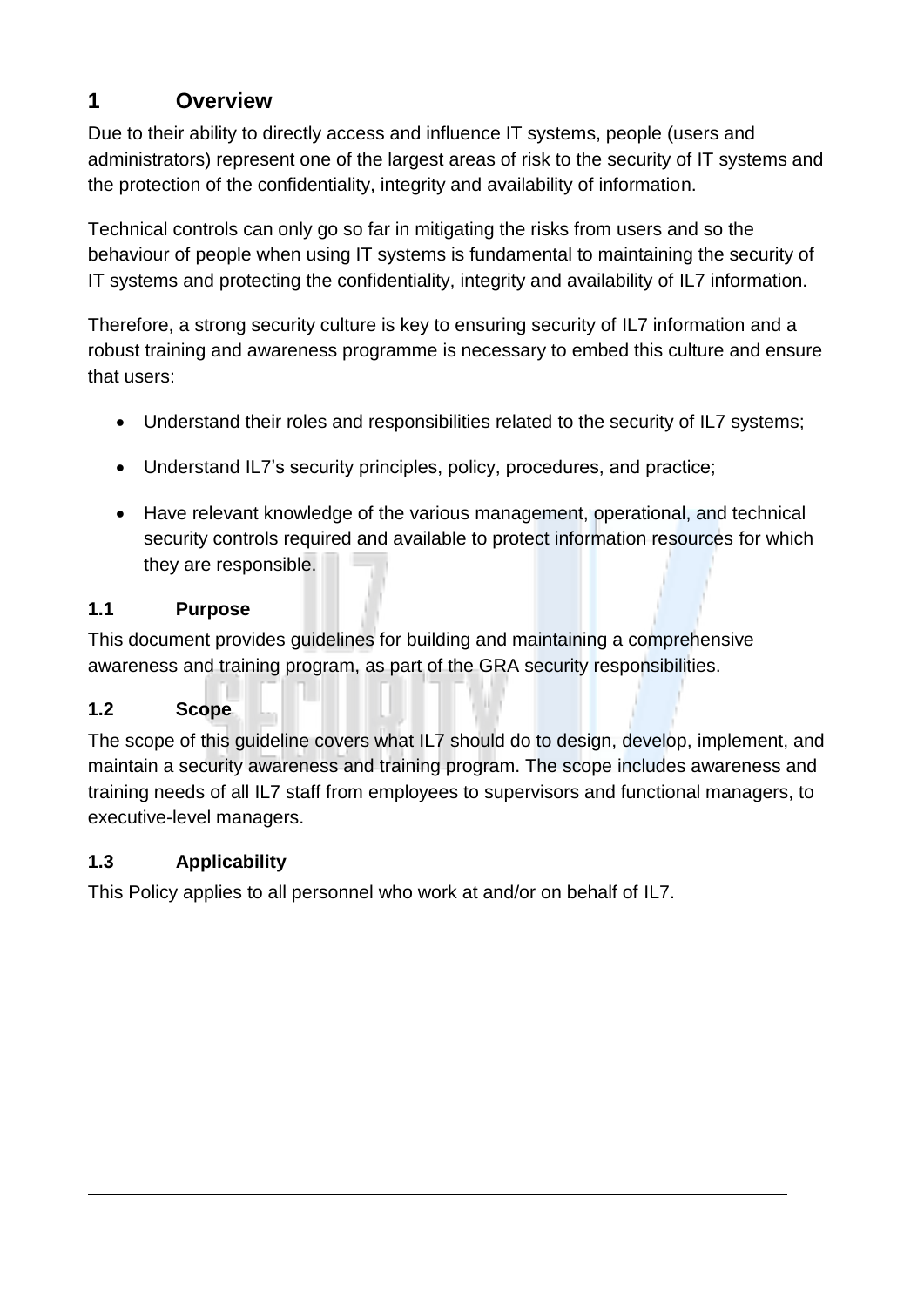# 1 Overview

Due to their ability to directly access and influence IT systems, people (users and administrators) represent one of the largest areas of risk to the security of IT systems and the protection of the confidentiality, integrity and availability of information.

Technical controls can only go so far in mitigating the risks from users and so the behaviour of people when using IT systems is fundamental to maintaining the security of IT systems and protecting the confidentiality, integrity and availability of IL7 information.

Therefore, a strong security culture is key to ensuring security of IL7 information and a robust training and awareness programme is necessary to embed this culture and ensure that users:

- Understand their roles and responsibilities related to the security of IL7 systems;
- Understand IL7's security principles, policy, procedures, and practice;
- Have relevant knowledge of the various management, operational, and technical security controls required and available to protect information resources for which they are responsible.

## 1.1 Purpose

This document provides guidelines for building and maintaining a comprehensive awareness and training program, as part of the GRA security responsibilities.

## 1.2 Scope

The scope of this guideline covers what IL7 should do to design, develop, implement, and maintain a security awareness and training program. The scope includes awareness and training needs of all IL7 staff from employees to supervisors and functional managers, to executive-level managers.

## 1.3 Applicability

This Policy applies to all personnel who work at and/or on behalf of IL7.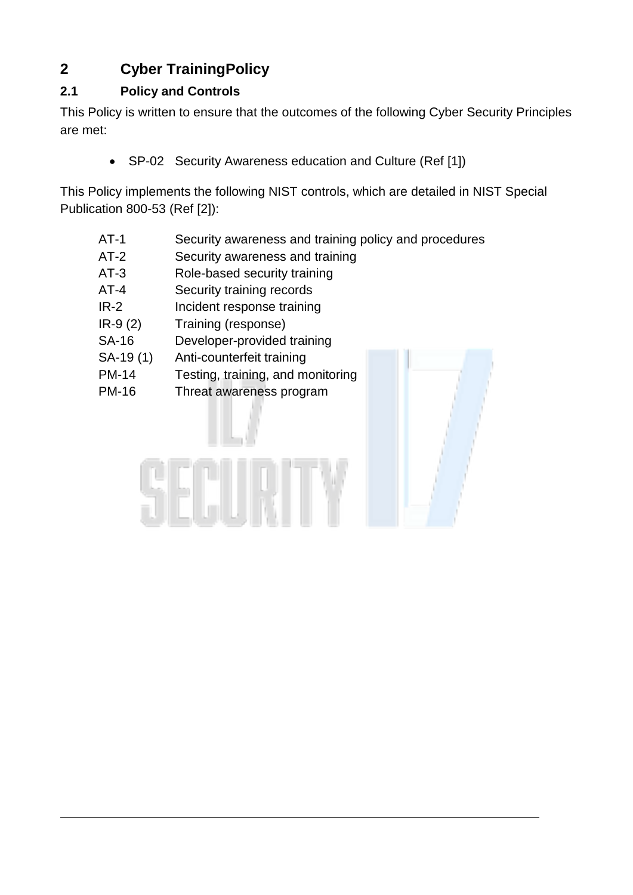## 2 Cyber TrainingPolicy

### 2.1 Policy and Controls

This Policy is written to ensure that the outcomes of the following Cyber Security Principles are met:

- SP-02 Security Awareness education and Culture (Ref [1])

This Policy implements the following NIST controls, which are detailed in NIST Special Publication 800-53 (Ref [2]):

| | |
|---|---|
| AT-1 | Security awareness and training policy and procedures |
| AT-2 | Security awareness and training |
| AT-3 | Role-based security training |
| AT-4 | Security training records |
| IR-2 | Incident response training |
| IR-9 (2) | Training (response) |
| SA-16 | Developer-provided training |
| SA-19 (1) | Anti-counterfeit training |
| PM-14 | Testing, training, and monitoring |
| PM-16 | Threat awareness program |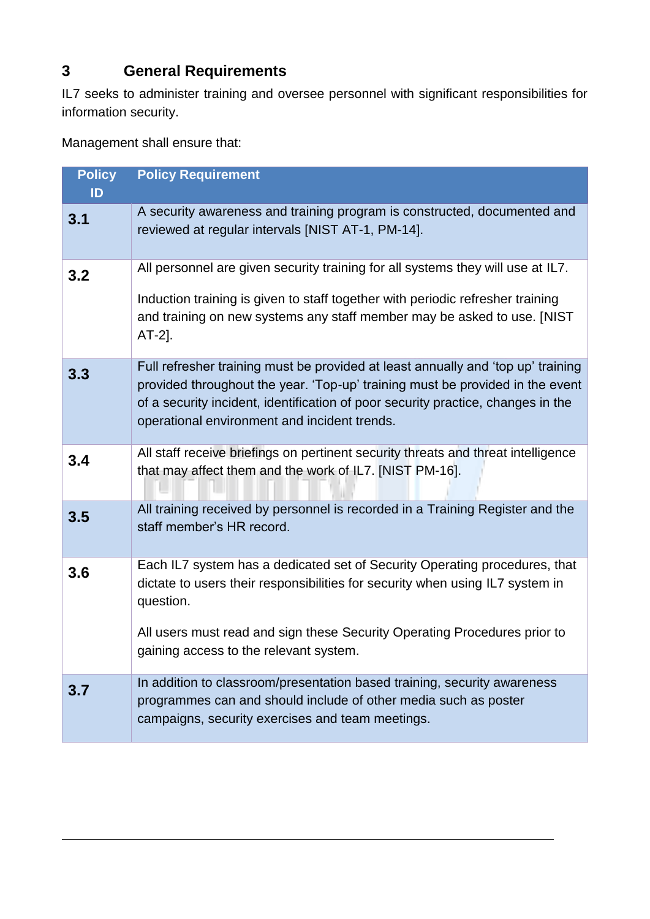# 3 General Requirements

IL7 seeks to administer training and oversee personnel with significant responsibilities for information security.

Management shall ensure that:

| Policy ID | Policy Requirement |
| --- | --- |
| **3.1** | A security awareness and training program is constructed, documented and reviewed at regular intervals [NIST AT-1, PM-14]. |
| **3.2** | All personnel are given security training for all systems they will use at IL7.<br><br>Induction training is given to staff together with periodic refresher training and training on new systems any staff member may be asked to use. [NIST AT-2]. |
| **3.3** | Full refresher training must be provided at least annually and 'top up' training provided throughout the year. 'Top-up' training must be provided in the event of a security incident, identification of poor security practice, changes in the operational environment and incident trends. |
| **3.4** | All staff receive briefings on pertinent security threats and threat intelligence that may affect them and the work of IL7. [NIST PM-16]. |
| **3.5** | All training received by personnel is recorded in a Training Register and the staff member's HR record. |
| **3.6** | Each IL7 system has a dedicated set of Security Operating procedures, that dictate to users their responsibilities for security when using IL7 system in question.<br><br>All users must read and sign these Security Operating Procedures prior to gaining access to the relevant system. |
| **3.7** | In addition to classroom/presentation based training, security awareness programmes can and should include of other media such as poster campaigns, security exercises and team meetings. |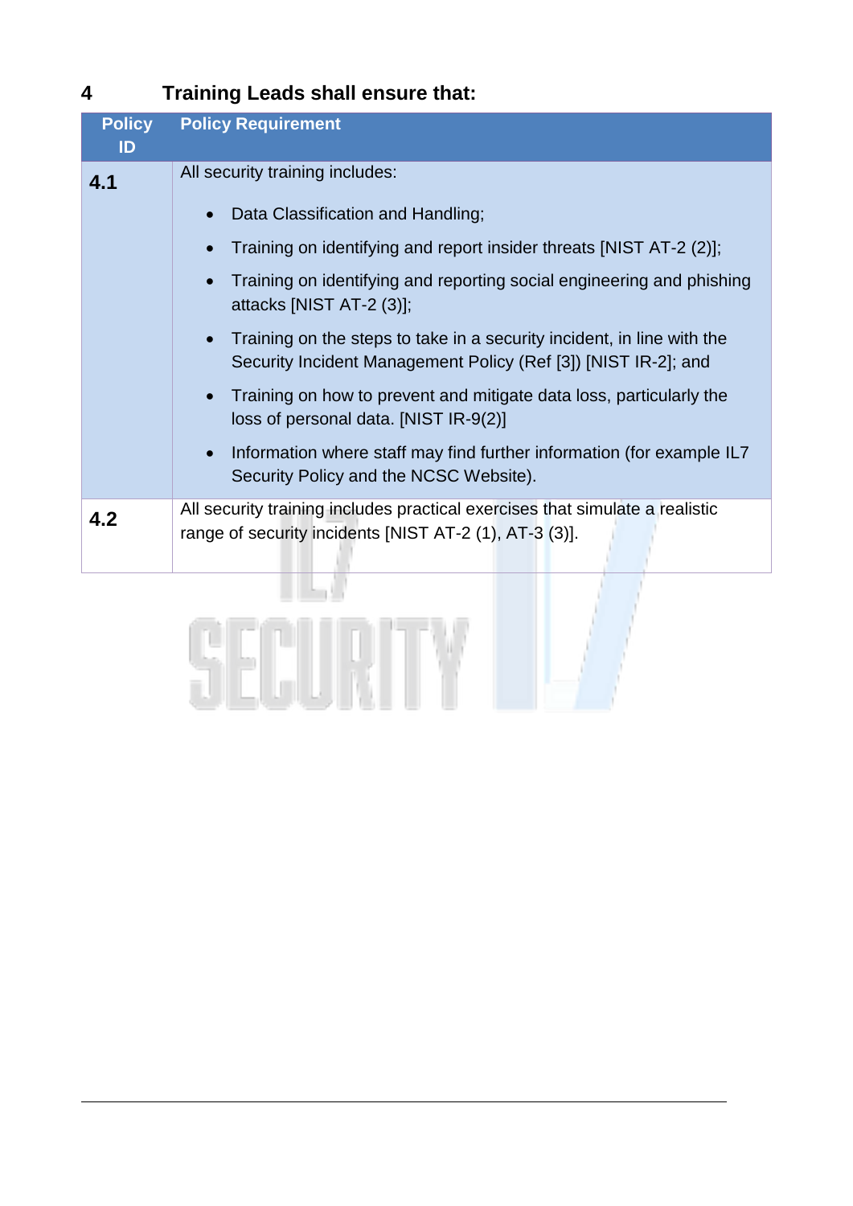## 4 Training Leads shall ensure that:

| Policy ID | Policy Requirement |
|---|---|
| **4.1** | All security training includes:<br>• Data Classification and Handling;<br>• Training on identifying and report insider threats [NIST AT-2 (2)];<br>• Training on identifying and reporting social engineering and phishing attacks [NIST AT-2 (3)];<br>• Training on the steps to take in a security incident, in line with the Security Incident Management Policy (Ref [3]) [NIST IR-2]; and<br>• Training on how to prevent and mitigate data loss, particularly the loss of personal data. [NIST IR-9(2)]<br>• Information where staff may find further information (for example IL7 Security Policy and the NCSC Website). |
| **4.2** | All security training includes practical exercises that simulate a realistic range of security incidents [NIST AT-2 (1), AT-3 (3)]. |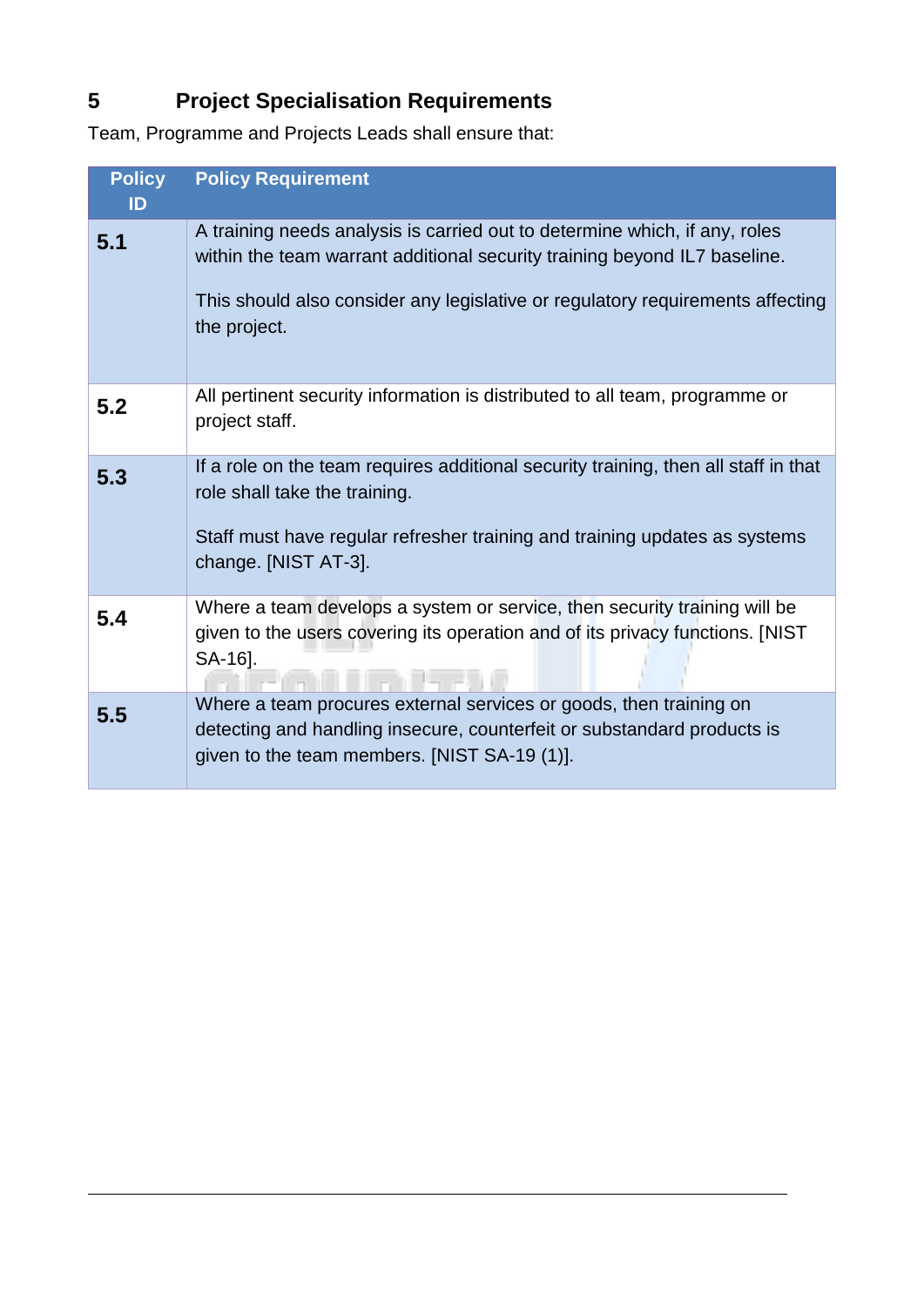## 5 Project Specialisation Requirements

Team, Programme and Projects Leads shall ensure that:

| Policy ID | Policy Requirement |
|---|---|
| **5.1** | A training needs analysis is carried out to determine which, if any, roles within the team warrant additional security training beyond IL7 baseline.<br><br>This should also consider any legislative or regulatory requirements affecting the project. |
| **5.2** | All pertinent security information is distributed to all team, programme or project staff. |
| **5.3** | If a role on the team requires additional security training, then all staff in that role shall take the training.<br><br>Staff must have regular refresher training and training updates as systems change. [NIST AT-3]. |
| **5.4** | Where a team develops a system or service, then security training will be given to the users covering its operation and of its privacy functions. [NIST SA-16]. |
| **5.5** | Where a team procures external services or goods, then training on detecting and handling insecure, counterfeit or substandard products is given to the team members. [NIST SA-19 (1)]. |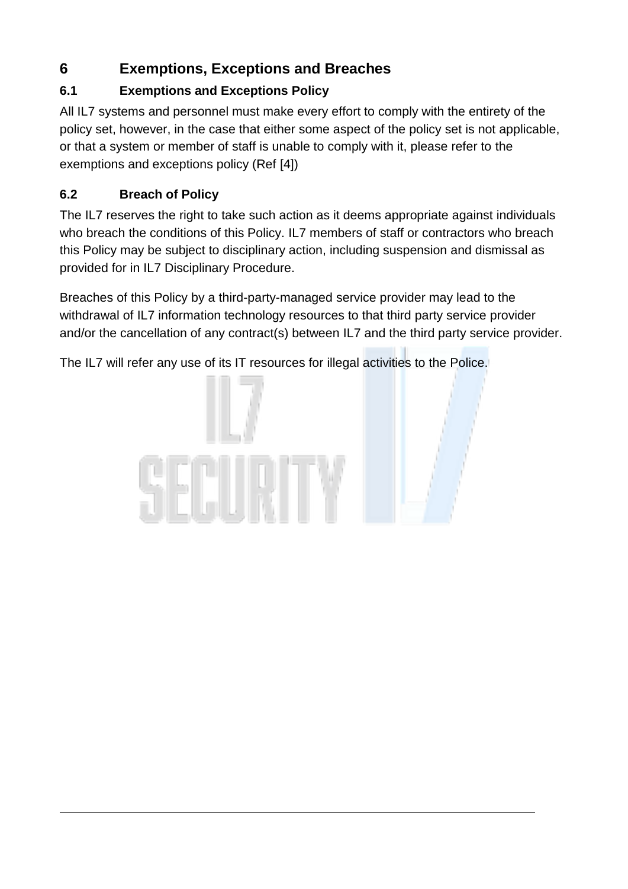# 6 Exemptions, Exceptions and Breaches

## 6.1 Exemptions and Exceptions Policy

All IL7 systems and personnel must make every effort to comply with the entirety of the policy set, however, in the case that either some aspect of the policy set is not applicable, or that a system or member of staff is unable to comply with it, please refer to the exemptions and exceptions policy (Ref [4])

## 6.2 Breach of Policy

The IL7 reserves the right to take such action as it deems appropriate against individuals who breach the conditions of this Policy. IL7 members of staff or contractors who breach this Policy may be subject to disciplinary action, including suspension and dismissal as provided for in IL7 Disciplinary Procedure.

Breaches of this Policy by a third-party-managed service provider may lead to the withdrawal of IL7 information technology resources to that third party service provider and/or the cancellation of any contract(s) between IL7 and the third party service provider.

The IL7 will refer any use of its IT resources for illegal activities to the Police.